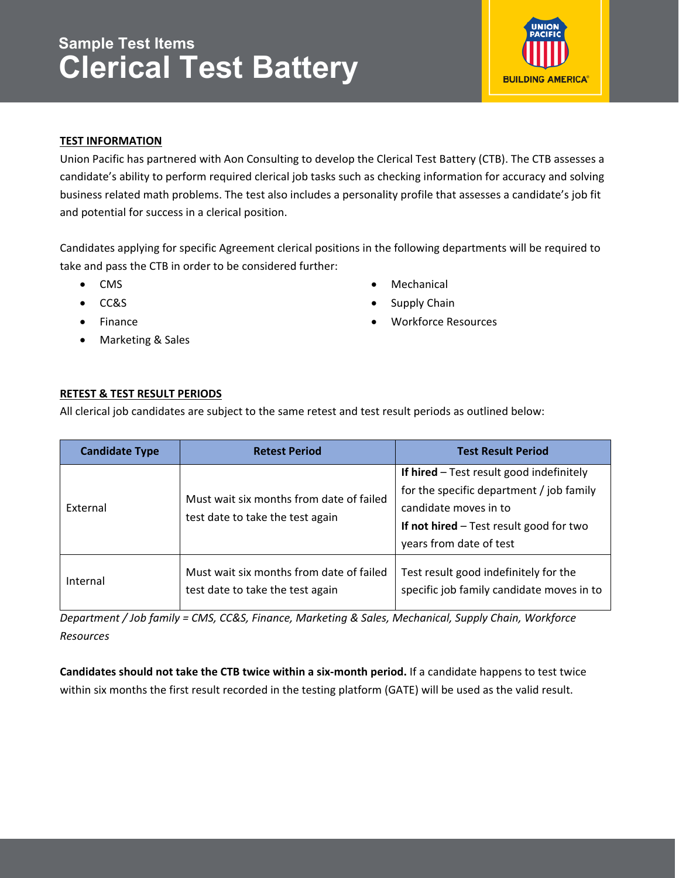# Sample Test Items
# Clerical Test Battery

**TEST INFORMATION**

Union Pacific has partnered with Aon Consulting to develop the Clerical Test Battery (CTB). The CTB assesses a candidate's ability to perform required clerical job tasks such as checking information for accuracy and solving business related math problems. The test also includes a personality profile that assesses a candidate's job fit and potential for success in a clerical position.

Candidates applying for specific Agreement clerical positions in the following departments will be required to take and pass the CTB in order to be considered further:

- CMS
- CC&S
- Finance
- Marketing & Sales
- Mechanical
- Supply Chain
- Workforce Resources

**RETEST & TEST RESULT PERIODS**

All clerical job candidates are subject to the same retest and test result periods as outlined below:

| Candidate Type | Retest Period | Test Result Period |
| --- | --- | --- |
| External | Must wait six months from date of failed test date to take the test again | **If hired** – Test result good indefinitely for the specific department / job family candidate moves in to<br>**If not hired** – Test result good for two years from date of test |
| Internal | Must wait six months from date of failed test date to take the test again | Test result good indefinitely for the specific job family candidate moves in to |

*Department / Job family = CMS, CC&S, Finance, Marketing & Sales, Mechanical, Supply Chain, Workforce Resources*

**Candidates should not take the CTB twice within a six-month period.** If a candidate happens to test twice within six months the first result recorded in the testing platform (GATE) will be used as the valid result.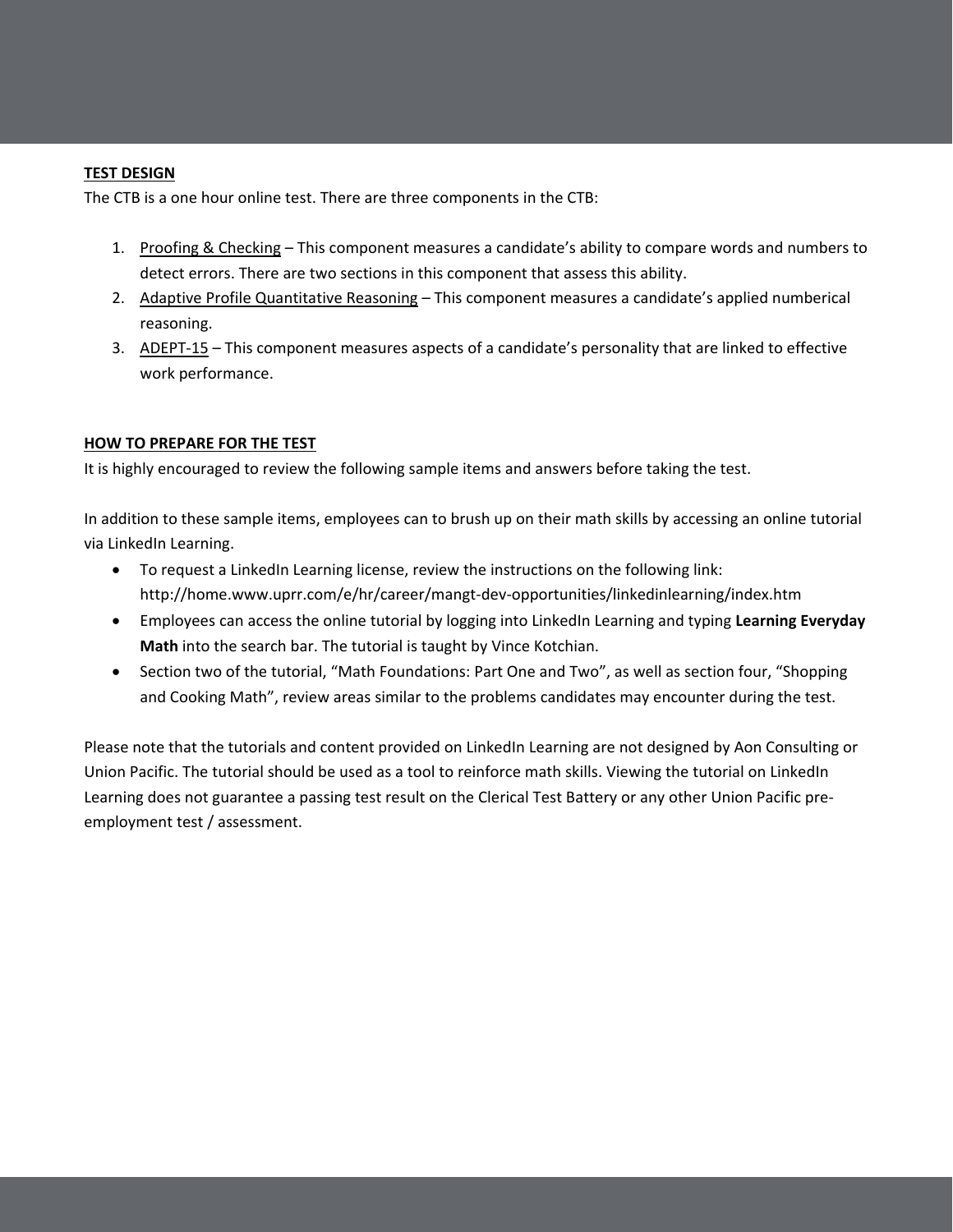## TEST DESIGN

The CTB is a one hour online test. There are three components in the CTB:

1. Proofing & Checking – This component measures a candidate's ability to compare words and numbers to detect errors. There are two sections in this component that assess this ability.
2. Adaptive Profile Quantitative Reasoning – This component measures a candidate's applied numberical reasoning.
3. ADEPT-15 – This component measures aspects of a candidate's personality that are linked to effective work performance.

## HOW TO PREPARE FOR THE TEST

It is highly encouraged to review the following sample items and answers before taking the test.

In addition to these sample items, employees can to brush up on their math skills by accessing an online tutorial via LinkedIn Learning.

- To request a LinkedIn Learning license, review the instructions on the following link: http://home.www.uprr.com/e/hr/career/mangt-dev-opportunities/linkedinlearning/index.htm
- Employees can access the online tutorial by logging into LinkedIn Learning and typing **Learning Everyday Math** into the search bar. The tutorial is taught by Vince Kotchian.
- Section two of the tutorial, "Math Foundations: Part One and Two", as well as section four, "Shopping and Cooking Math", review areas similar to the problems candidates may encounter during the test.

Please note that the tutorials and content provided on LinkedIn Learning are not designed by Aon Consulting or Union Pacific. The tutorial should be used as a tool to reinforce math skills. Viewing the tutorial on LinkedIn Learning does not guarantee a passing test result on the Clerical Test Battery or any other Union Pacific pre-employment test / assessment.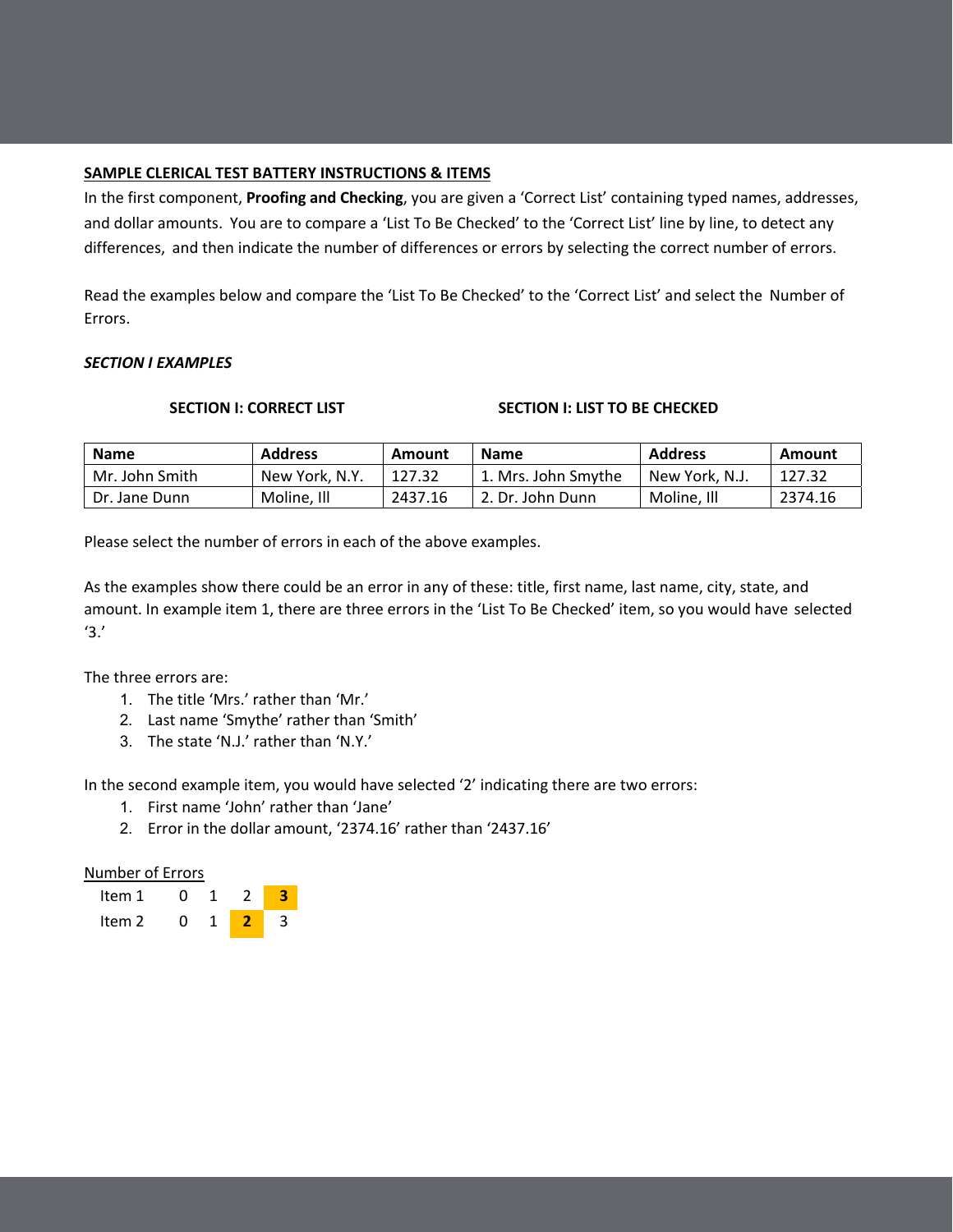## SAMPLE CLERICAL TEST BATTERY INSTRUCTIONS & ITEMS

In the first component, **Proofing and Checking**, you are given a 'Correct List' containing typed names, addresses, and dollar amounts. You are to compare a 'List To Be Checked' to the 'Correct List' line by line, to detect any differences, and then indicate the number of differences or errors by selecting the correct number of errors.

Read the examples below and compare the 'List To Be Checked' to the 'Correct List' and select the Number of Errors.

***SECTION I EXAMPLES***

| **SECTION I: CORRECT LIST** | | | **SECTION I: LIST TO BE CHECKED** | | |
|---|---|---|---|---|---|
| **Name** | **Address** | **Amount** | **Name** | **Address** | **Amount** |
| Mr. John Smith | New York, N.Y. | 127.32 | 1. Mrs. John Smythe | New York, N.J. | 127.32 |
| Dr. Jane Dunn | Moline, Ill | 2437.16 | 2. Dr. John Dunn | Moline, Ill | 2374.16 |

Please select the number of errors in each of the above examples.

As the examples show there could be an error in any of these: title, first name, last name, city, state, and amount. In example item 1, there are three errors in the 'List To Be Checked' item, so you would have selected '3.'

The three errors are:

1. The title 'Mrs.' rather than 'Mr.'
2. Last name 'Smythe' rather than 'Smith'
3. The state 'N.J.' rather than 'N.Y.'

In the second example item, you would have selected '2' indicating there are two errors:

1. First name 'John' rather than 'Jane'
2. Error in the dollar amount, '2374.16' rather than '2437.16'

Number of Errors

| | | | | |
|---|---|---|---|---|
| Item 1 | 0 | 1 | 2 | **3** |
| Item 2 | 0 | 1 | **2** | 3 |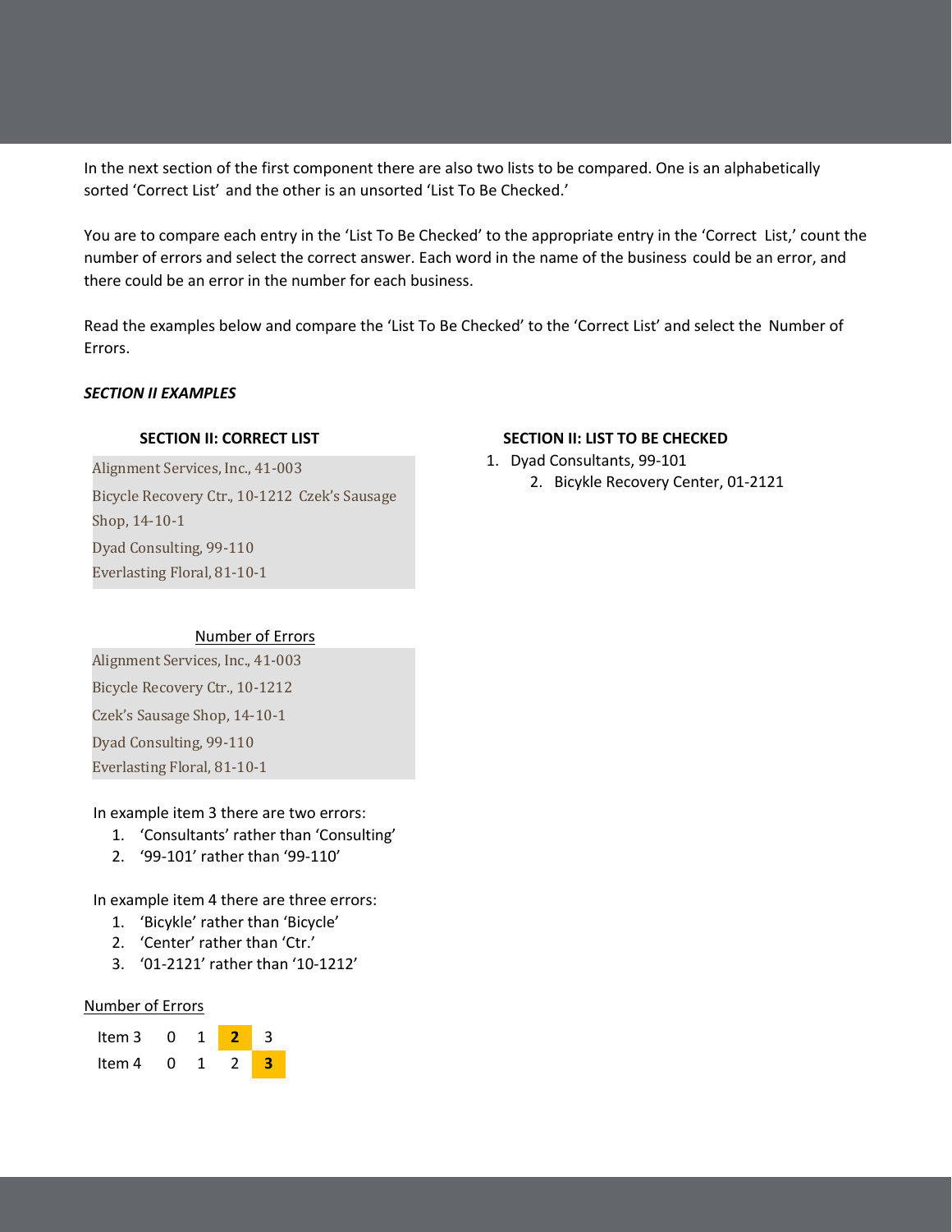In the next section of the first component there are also two lists to be compared. One is an alphabetically sorted 'Correct List' and the other is an unsorted 'List To Be Checked.'

You are to compare each entry in the 'List To Be Checked' to the appropriate entry in the 'Correct List,' count the number of errors and select the correct answer. Each word in the name of the business could be an error, and there could be an error in the number for each business.

Read the examples below and compare the 'List To Be Checked' to the 'Correct List' and select the Number of Errors.

***SECTION II EXAMPLES***

**SECTION II: CORRECT LIST**

Alignment Services, Inc., 41-003
Bicycle Recovery Ctr., 10-1212 Czek's Sausage Shop, 14-10-1
Dyad Consulting, 99-110
Everlasting Floral, 81-10-1

**SECTION II: LIST TO BE CHECKED**

1. Dyad Consultants, 99-101
2. Bicykle Recovery Center, 01-2121

Number of Errors

Alignment Services, Inc., 41-003
Bicycle Recovery Ctr., 10-1212
Czek's Sausage Shop, 14-10-1
Dyad Consulting, 99-110
Everlasting Floral, 81-10-1

In example item 3 there are two errors:

1. 'Consultants' rather than 'Consulting'
2. '99-101' rather than '99-110'

In example item 4 there are three errors:

1. 'Bicykle' rather than 'Bicycle'
2. 'Center' rather than 'Ctr.'
3. '01-2121' rather than '10-1212'

Number of Errors

| | | | | |
|---|---|---|---|---|
| Item 3 | 0 | 1 | **2** | 3 |
| Item 4 | 0 | 1 | 2 | **3** |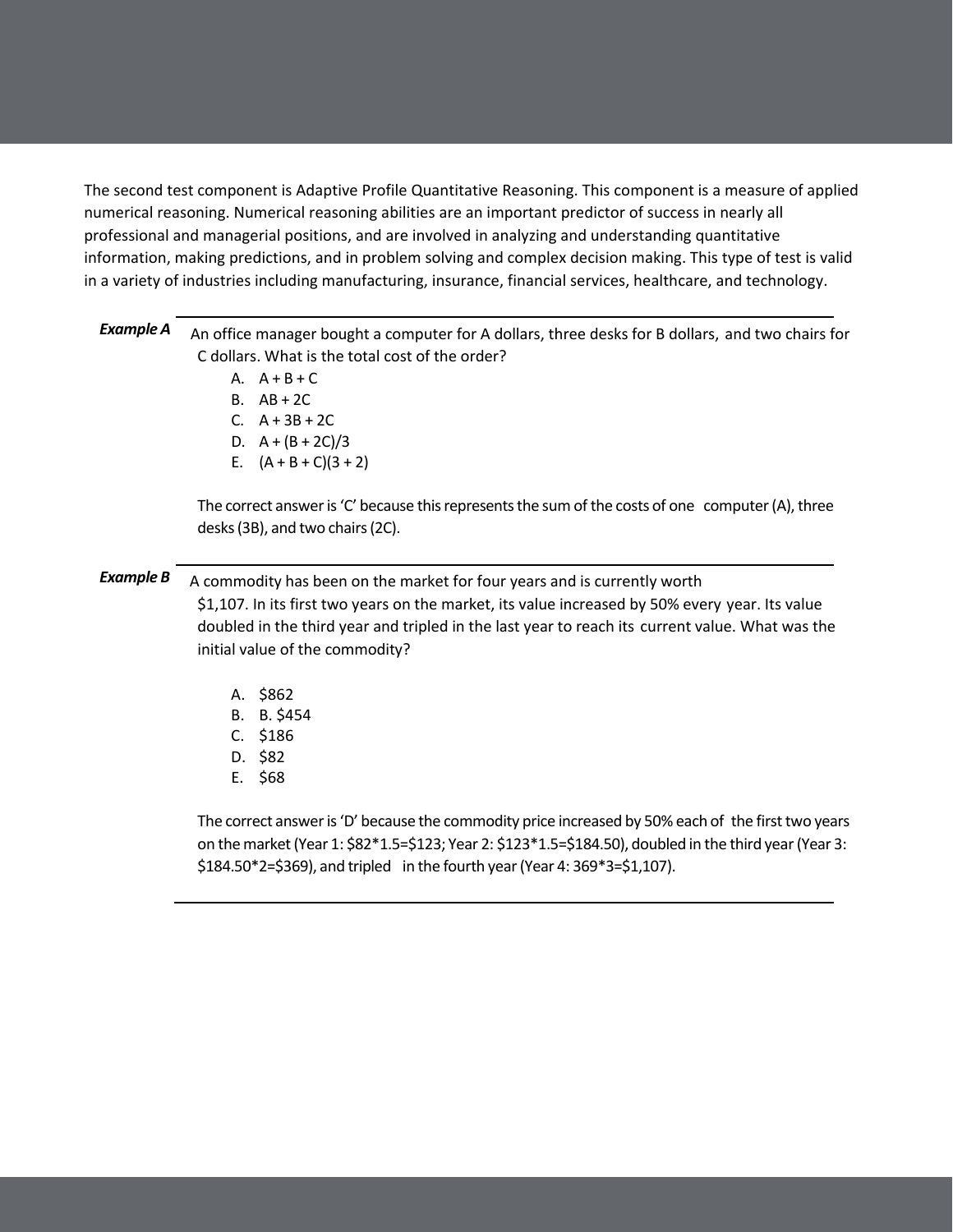The second test component is Adaptive Profile Quantitative Reasoning. This component is a measure of applied numerical reasoning. Numerical reasoning abilities are an important predictor of success in nearly all professional and managerial positions, and are involved in analyzing and understanding quantitative information, making predictions, and in problem solving and complex decision making. This type of test is valid in a variety of industries including manufacturing, insurance, financial services, healthcare, and technology.

***Example A***

An office manager bought a computer for A dollars, three desks for B dollars, and two chairs for C dollars. What is the total cost of the order?

A. A + B + C
B. AB + 2C
C. A + 3B + 2C
D. A + (B + 2C)/3
E. (A + B + C)(3 + 2)

The correct answer is 'C' because this represents the sum of the costs of one computer (A), three desks (3B), and two chairs (2C).

***Example B***

A commodity has been on the market for four years and is currently worth $1,107. In its first two years on the market, its value increased by 50% every year. Its value doubled in the third year and tripled in the last year to reach its current value. What was the initial value of the commodity?

A. $862
B. B. $454
C. $186
D. $82
E. $68

The correct answer is 'D' because the commodity price increased by 50% each of the first two years on the market (Year 1: $82*1.5=$123; Year 2: $123*1.5=$184.50), doubled in the third year (Year 3: $184.50*2=$369), and tripled in the fourth year (Year 4: 369*3=$1,107).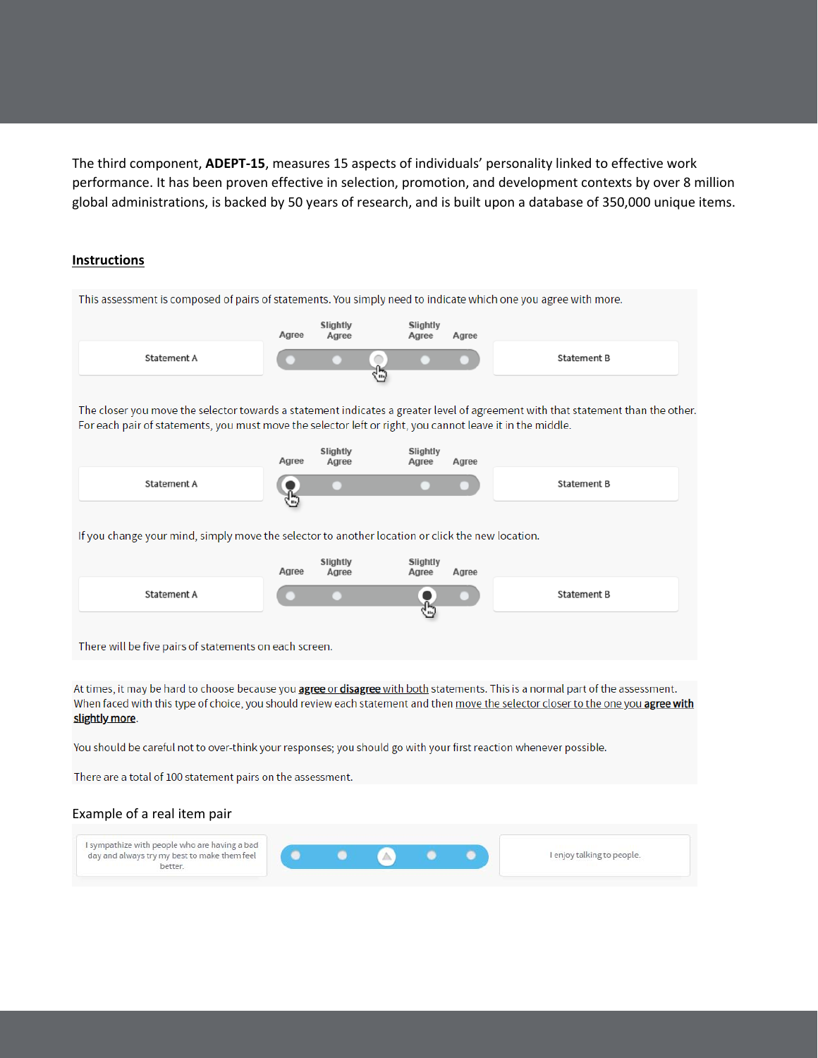The third component, **ADEPT-15**, measures 15 aspects of individuals' personality linked to effective work performance. It has been proven effective in selection, promotion, and development contexts by over 8 million global administrations, is backed by 50 years of research, and is built upon a database of 350,000 unique items.

## Instructions

This assessment is composed of pairs of statements. You simply need to indicate which one you agree with more.

Statement A | Agree | Slightly Agree | Slightly Agree | Agree | Statement B

The closer you move the selector towards a statement indicates a greater level of agreement with that statement than the other. For each pair of statements, you must move the selector left or right, you cannot leave it in the middle.

Statement A | Agree | Slightly Agree | Slightly Agree | Agree | Statement B

If you change your mind, simply move the selector to another location or click the new location.

Statement A | Agree | Slightly Agree | Slightly Agree | Agree | Statement B

There will be five pairs of statements on each screen.

At times, it may be hard to choose because you **agree** or **disagree** with both statements. This is a normal part of the assessment. When faced with this type of choice, you should review each statement and then move the selector closer to the one you **agree with slightly more**.

You should be careful not to over-think your responses; you should go with your first reaction whenever possible.

There are a total of 100 statement pairs on the assessment.

### Example of a real item pair

I sympathize with people who are having a bad day and always try my best to make them feel better.

I enjoy talking to people.